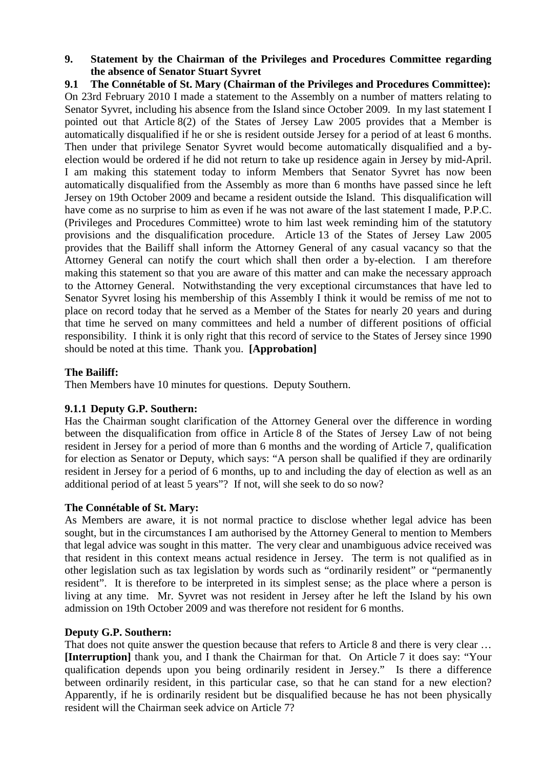## 9. Statement by the Chairman of the Privileges and Procedures Committee regarding the absence of Senator Stuart Syvret

### 9.1 The Connétable of St. Mary (Chairman of the Privileges and Procedures Committee):

On 23rd February 2010 I made a statement to the Assembly on a number of matters relating to Senator Syvret, including his absence from the Island since October 2009. In my last statement I pointed out that Article 8(2) of the States of Jersey Law 2005 provides that a Member is automatically disqualified if he or she is resident outside Jersey for a period of at least 6 months. Then under that privilege Senator Syvret would become automatically disqualified and a by-election would be ordered if he did not return to take up residence again in Jersey by mid-April. I am making this statement today to inform Members that Senator Syvret has now been automatically disqualified from the Assembly as more than 6 months have passed since he left Jersey on 19th October 2009 and became a resident outside the Island. This disqualification will have come as no surprise to him as even if he was not aware of the last statement I made, P.P.C. (Privileges and Procedures Committee) wrote to him last week reminding him of the statutory provisions and the disqualification procedure. Article 13 of the States of Jersey Law 2005 provides that the Bailiff shall inform the Attorney General of any casual vacancy so that the Attorney General can notify the court which shall then order a by-election. I am therefore making this statement so that you are aware of this matter and can make the necessary approach to the Attorney General. Notwithstanding the very exceptional circumstances that have led to Senator Syvret losing his membership of this Assembly I think it would be remiss of me not to place on record today that he served as a Member of the States for nearly 20 years and during that time he served on many committees and held a number of different positions of official responsibility. I think it is only right that this record of service to the States of Jersey since 1990 should be noted at this time. Thank you. **[Approbation]**

**The Bailiff:**

Then Members have 10 minutes for questions. Deputy Southern.

### 9.1.1 Deputy G.P. Southern:

Has the Chairman sought clarification of the Attorney General over the difference in wording between the disqualification from office in Article 8 of the States of Jersey Law of not being resident in Jersey for a period of more than 6 months and the wording of Article 7, qualification for election as Senator or Deputy, which says: "A person shall be qualified if they are ordinarily resident in Jersey for a period of 6 months, up to and including the day of election as well as an additional period of at least 5 years"? If not, will she seek to do so now?

**The Connétable of St. Mary:**

As Members are aware, it is not normal practice to disclose whether legal advice has been sought, but in the circumstances I am authorised by the Attorney General to mention to Members that legal advice was sought in this matter. The very clear and unambiguous advice received was that resident in this context means actual residence in Jersey. The term is not qualified as in other legislation such as tax legislation by words such as "ordinarily resident" or "permanently resident". It is therefore to be interpreted in its simplest sense; as the place where a person is living at any time. Mr. Syvret was not resident in Jersey after he left the Island by his own admission on 19th October 2009 and was therefore not resident for 6 months.

**Deputy G.P. Southern:**

That does not quite answer the question because that refers to Article 8 and there is very clear … **[Interruption]** thank you, and I thank the Chairman for that. On Article 7 it does say: "Your qualification depends upon you being ordinarily resident in Jersey." Is there a difference between ordinarily resident, in this particular case, so that he can stand for a new election? Apparently, if he is ordinarily resident but be disqualified because he has not been physically resident will the Chairman seek advice on Article 7?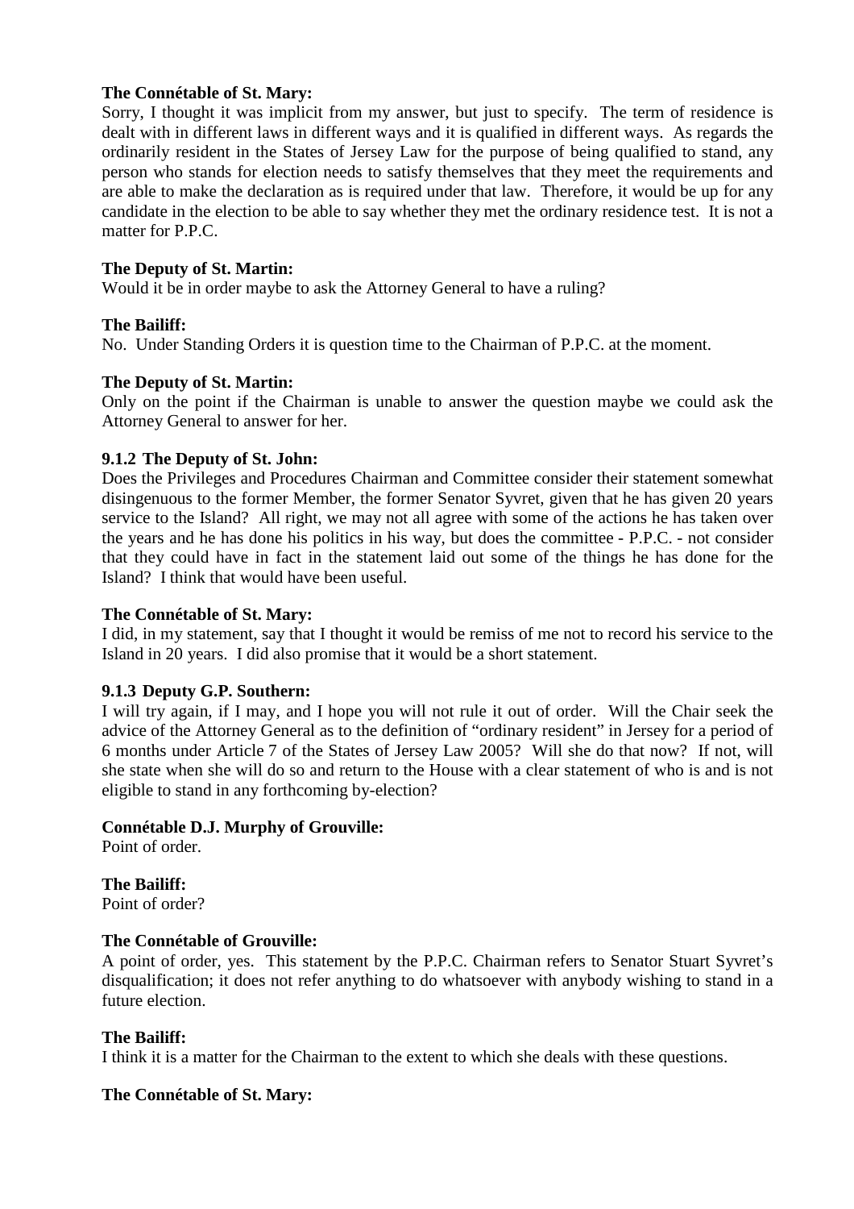**The Connétable of St. Mary:**

Sorry, I thought it was implicit from my answer, but just to specify. The term of residence is dealt with in different laws in different ways and it is qualified in different ways. As regards the ordinarily resident in the States of Jersey Law for the purpose of being qualified to stand, any person who stands for election needs to satisfy themselves that they meet the requirements and are able to make the declaration as is required under that law. Therefore, it would be up for any candidate in the election to be able to say whether they met the ordinary residence test. It is not a matter for P.P.C.

**The Deputy of St. Martin:**

Would it be in order maybe to ask the Attorney General to have a ruling?

**The Bailiff:**

No. Under Standing Orders it is question time to the Chairman of P.P.C. at the moment.

**The Deputy of St. Martin:**

Only on the point if the Chairman is unable to answer the question maybe we could ask the Attorney General to answer for her.

**9.1.2 The Deputy of St. John:**

Does the Privileges and Procedures Chairman and Committee consider their statement somewhat disingenuous to the former Member, the former Senator Syvret, given that he has given 20 years service to the Island? All right, we may not all agree with some of the actions he has taken over the years and he has done his politics in his way, but does the committee - P.P.C. - not consider that they could have in fact in the statement laid out some of the things he has done for the Island? I think that would have been useful.

**The Connétable of St. Mary:**

I did, in my statement, say that I thought it would be remiss of me not to record his service to the Island in 20 years. I did also promise that it would be a short statement.

**9.1.3 Deputy G.P. Southern:**

I will try again, if I may, and I hope you will not rule it out of order. Will the Chair seek the advice of the Attorney General as to the definition of "ordinary resident" in Jersey for a period of 6 months under Article 7 of the States of Jersey Law 2005? Will she do that now? If not, will she state when she will do so and return to the House with a clear statement of who is and is not eligible to stand in any forthcoming by-election?

**Connétable D.J. Murphy of Grouville:**

Point of order.

**The Bailiff:**

Point of order?

**The Connétable of Grouville:**

A point of order, yes. This statement by the P.P.C. Chairman refers to Senator Stuart Syvret's disqualification; it does not refer anything to do whatsoever with anybody wishing to stand in a future election.

**The Bailiff:**

I think it is a matter for the Chairman to the extent to which she deals with these questions.

**The Connétable of St. Mary:**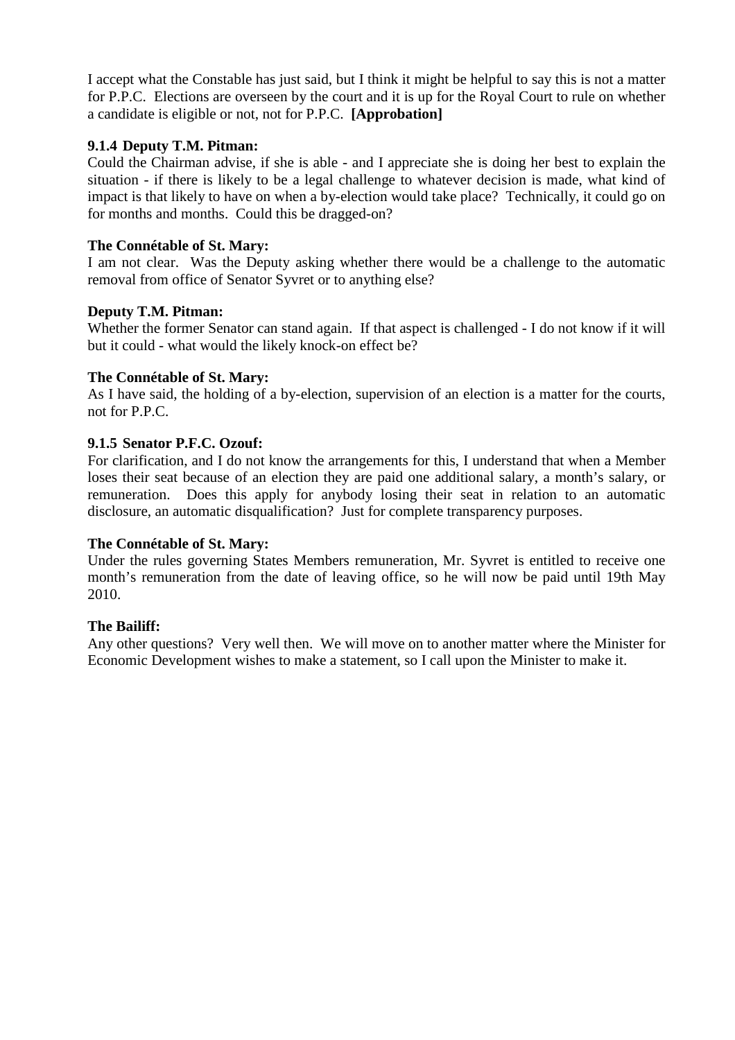I accept what the Constable has just said, but I think it might be helpful to say this is not a matter for P.P.C. Elections are overseen by the court and it is up for the Royal Court to rule on whether a candidate is eligible or not, not for P.P.C. **[Approbation]**

**9.1.4 Deputy T.M. Pitman:**

Could the Chairman advise, if she is able - and I appreciate she is doing her best to explain the situation - if there is likely to be a legal challenge to whatever decision is made, what kind of impact is that likely to have on when a by-election would take place? Technically, it could go on for months and months. Could this be dragged-on?

**The Connétable of St. Mary:**

I am not clear. Was the Deputy asking whether there would be a challenge to the automatic removal from office of Senator Syvret or to anything else?

**Deputy T.M. Pitman:**

Whether the former Senator can stand again. If that aspect is challenged - I do not know if it will but it could - what would the likely knock-on effect be?

**The Connétable of St. Mary:**

As I have said, the holding of a by-election, supervision of an election is a matter for the courts, not for P.P.C.

**9.1.5 Senator P.F.C. Ozouf:**

For clarification, and I do not know the arrangements for this, I understand that when a Member loses their seat because of an election they are paid one additional salary, a month's salary, or remuneration. Does this apply for anybody losing their seat in relation to an automatic disclosure, an automatic disqualification? Just for complete transparency purposes.

**The Connétable of St. Mary:**

Under the rules governing States Members remuneration, Mr. Syvret is entitled to receive one month's remuneration from the date of leaving office, so he will now be paid until 19th May 2010.

**The Bailiff:**

Any other questions? Very well then. We will move on to another matter where the Minister for Economic Development wishes to make a statement, so I call upon the Minister to make it.